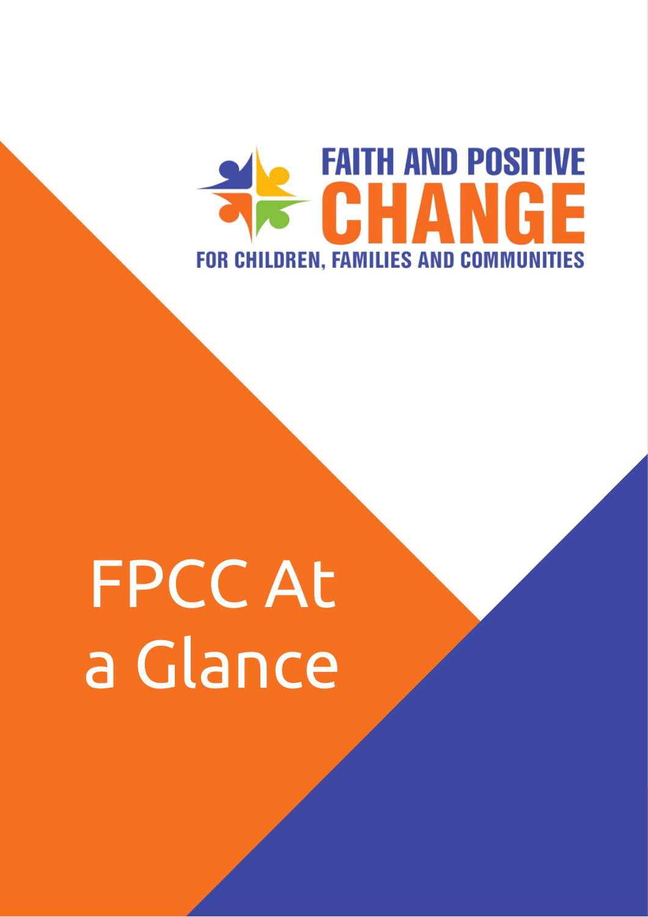FAITH AND POSITIVE CHANGE

FOR CHILDREN, FAMILIES AND COMMUNITIES

# FPCC At a Glance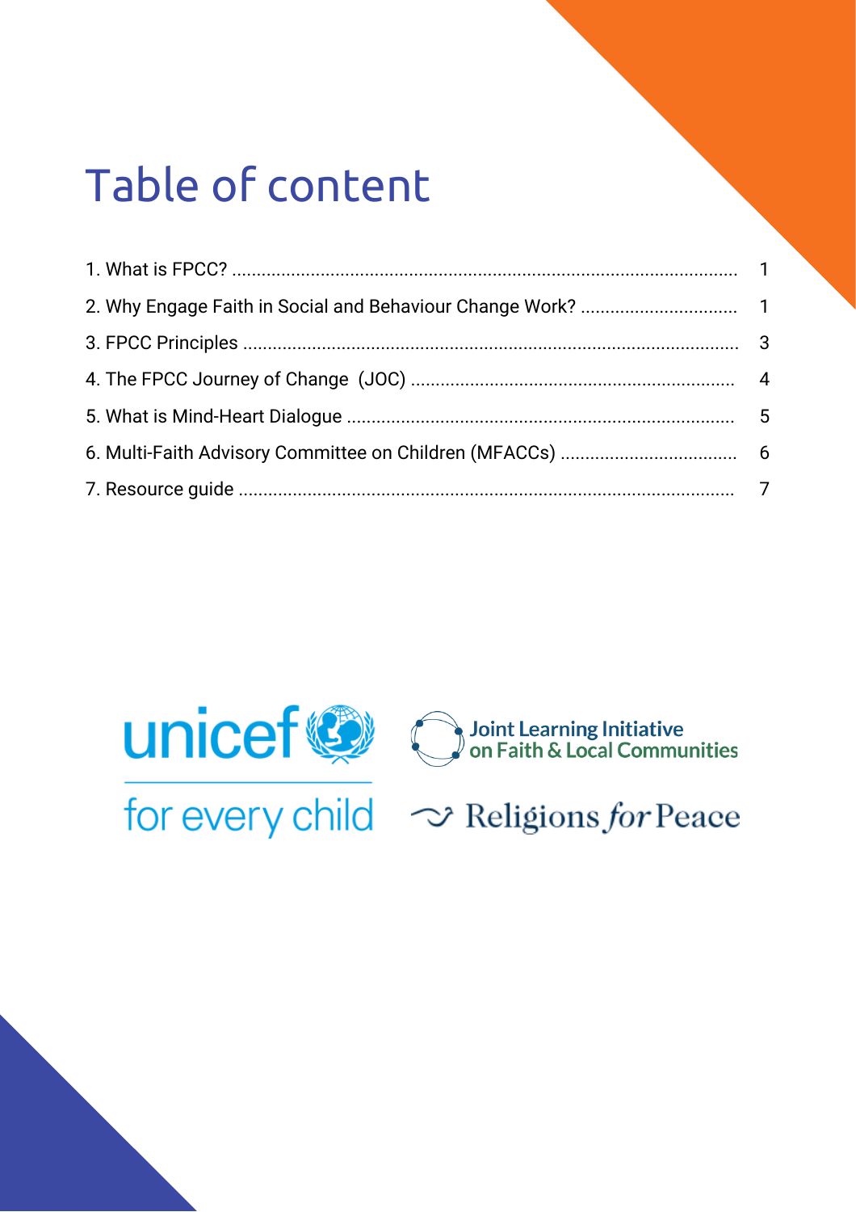# Table of content

| | |
|---|---|
| 1. What is FPCC? | 1 |
| 2. Why Engage Faith in Social and Behaviour Change Work? | 1 |
| 3. FPCC Principles | 3 |
| 4. The FPCC Journey of Change (JOC) | 4 |
| 5. What is Mind-Heart Dialogue | 5 |
| 6. Multi-Faith Advisory Committee on Children (MFACCs) | 6 |
| 7. Resource guide | 7 |

unicef for every child

Joint Learning Initiative on Faith & Local Communities

Religions for Peace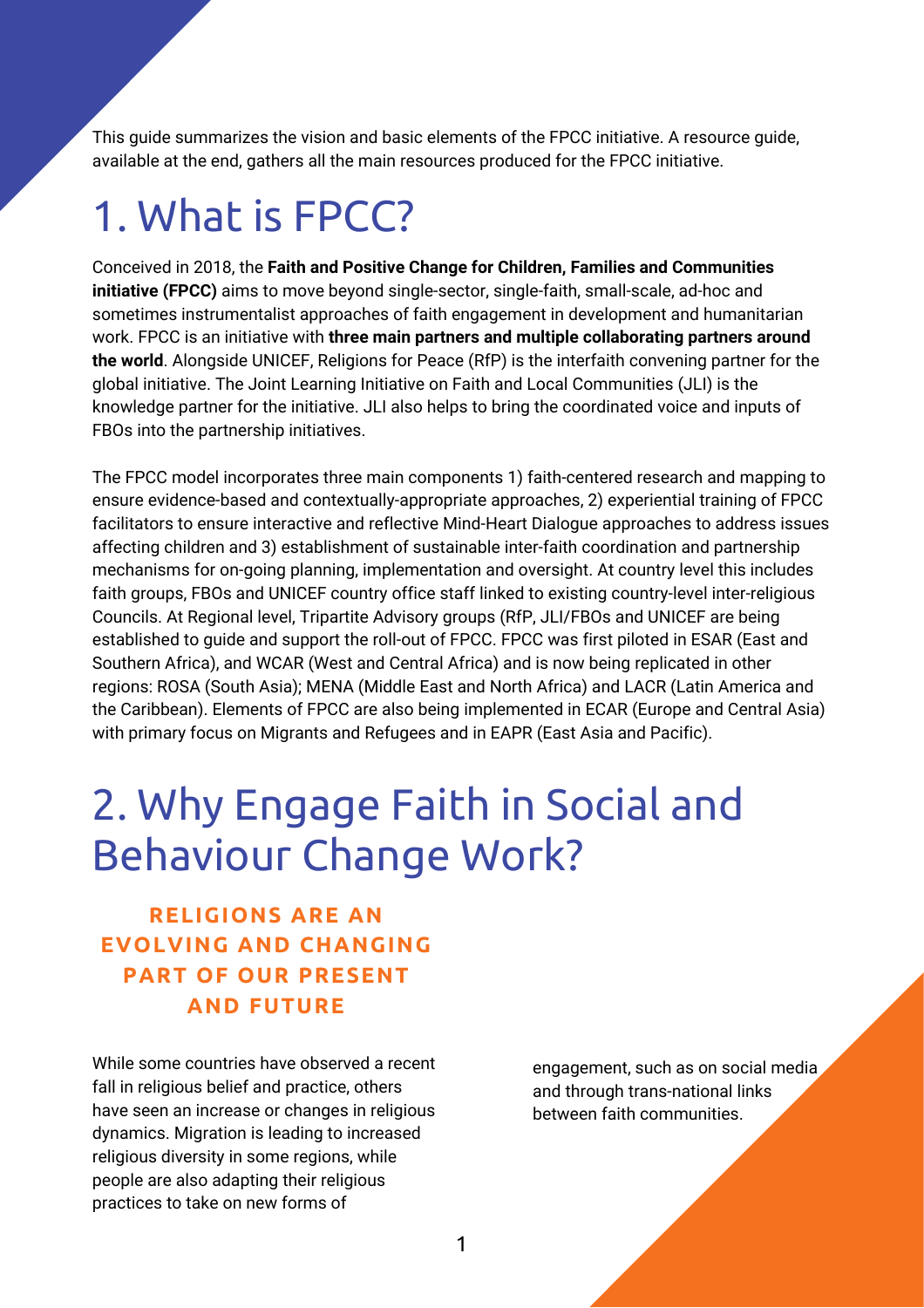This guide summarizes the vision and basic elements of the FPCC initiative. A resource guide, available at the end, gathers all the main resources produced for the FPCC initiative.

# 1. What is FPCC?

Conceived in 2018, the **Faith and Positive Change for Children, Families and Communities initiative (FPCC)** aims to move beyond single-sector, single-faith, small-scale, ad-hoc and sometimes instrumentalist approaches of faith engagement in development and humanitarian work. FPCC is an initiative with **three main partners and multiple collaborating partners around the world**. Alongside UNICEF, Religions for Peace (RfP) is the interfaith convening partner for the global initiative. The Joint Learning Initiative on Faith and Local Communities (JLI) is the knowledge partner for the initiative. JLI also helps to bring the coordinated voice and inputs of FBOs into the partnership initiatives.

The FPCC model incorporates three main components 1) faith-centered research and mapping to ensure evidence-based and contextually-appropriate approaches, 2) experiential training of FPCC facilitators to ensure interactive and reflective Mind-Heart Dialogue approaches to address issues affecting children and 3) establishment of sustainable inter-faith coordination and partnership mechanisms for on-going planning, implementation and oversight. At country level this includes faith groups, FBOs and UNICEF country office staff linked to existing country-level inter-religious Councils. At Regional level, Tripartite Advisory groups (RfP, JLI/FBOs and UNICEF are being established to guide and support the roll-out of FPCC. FPCC was first piloted in ESAR (East and Southern Africa), and WCAR (West and Central Africa) and is now being replicated in other regions: ROSA (South Asia); MENA (Middle East and North Africa) and LACR (Latin America and the Caribbean). Elements of FPCC are also being implemented in ECAR (Europe and Central Asia) with primary focus on Migrants and Refugees and in EAPR (East Asia and Pacific).

# 2. Why Engage Faith in Social and Behaviour Change Work?

### RELIGIONS ARE AN EVOLVING AND CHANGING PART OF OUR PRESENT AND FUTURE

While some countries have observed a recent fall in religious belief and practice, others have seen an increase or changes in religious dynamics. Migration is leading to increased religious diversity in some regions, while people are also adapting their religious practices to take on new forms of engagement, such as on social media and through trans-national links between faith communities.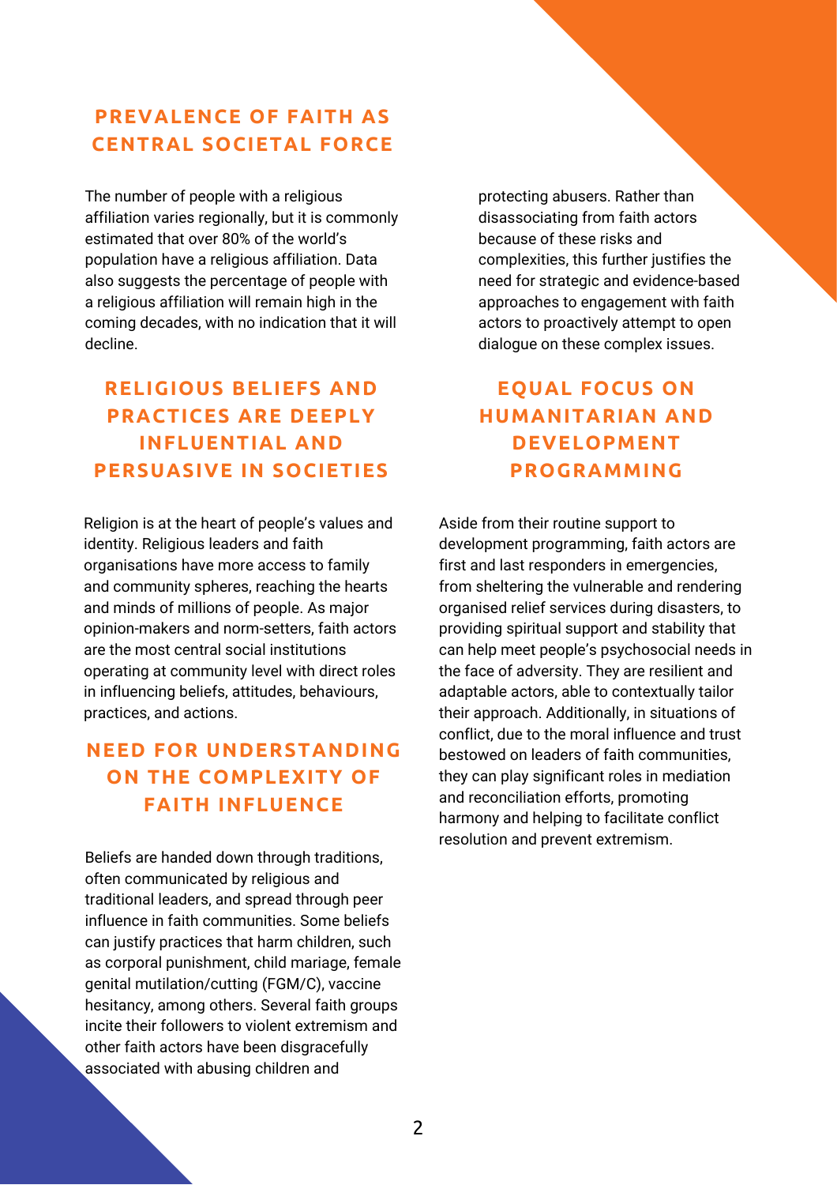## PREVALENCE OF FAITH AS CENTRAL SOCIETAL FORCE

The number of people with a religious affiliation varies regionally, but it is commonly estimated that over 80% of the world's population have a religious affiliation. Data also suggests the percentage of people with a religious affiliation will remain high in the coming decades, with no indication that it will decline.

## RELIGIOUS BELIEFS AND PRACTICES ARE DEEPLY INFLUENTIAL AND PERSUASIVE IN SOCIETIES

Religion is at the heart of people's values and identity. Religious leaders and faith organisations have more access to family and community spheres, reaching the hearts and minds of millions of people. As major opinion-makers and norm-setters, faith actors are the most central social institutions operating at community level with direct roles in influencing beliefs, attitudes, behaviours, practices, and actions.

## NEED FOR UNDERSTANDING ON THE COMPLEXITY OF FAITH INFLUENCE

Beliefs are handed down through traditions, often communicated by religious and traditional leaders, and spread through peer influence in faith communities. Some beliefs can justify practices that harm children, such as corporal punishment, child marriage, female genital mutilation/cutting (FGM/C), vaccine hesitancy, among others. Several faith groups incite their followers to violent extremism and other faith actors have been disgracefully associated with abusing children and protecting abusers. Rather than disassociating from faith actors because of these risks and complexities, this further justifies the need for strategic and evidence-based approaches to engagement with faith actors to proactively attempt to open dialogue on these complex issues.

## EQUAL FOCUS ON HUMANITARIAN AND DEVELOPMENT PROGRAMMING

Aside from their routine support to development programming, faith actors are first and last responders in emergencies, from sheltering the vulnerable and rendering organised relief services during disasters, to providing spiritual support and stability that can help meet people's psychosocial needs in the face of adversity. They are resilient and adaptable actors, able to contextually tailor their approach. Additionally, in situations of conflict, due to the moral influence and trust bestowed on leaders of faith communities, they can play significant roles in mediation and reconciliation efforts, promoting harmony and helping to facilitate conflict resolution and prevent extremism.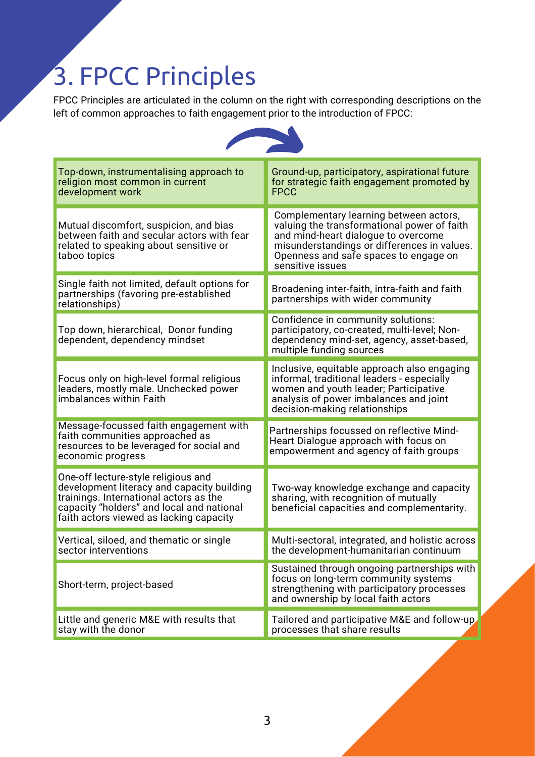# 3. FPCC Principles

FPCC Principles are articulated in the column on the right with corresponding descriptions on the left of common approaches to faith engagement prior to the introduction of FPCC:

| Top-down, instrumentalising approach to religion most common in current development work | Ground-up, participatory, aspirational future for strategic faith engagement promoted by FPCC |
|---|---|
| Mutual discomfort, suspicion, and bias between faith and secular actors with fear related to speaking about sensitive or taboo topics | Complementary learning between actors, valuing the transformational power of faith and mind-heart dialogue to overcome misunderstandings or differences in values. Openness and safe spaces to engage on sensitive issues |
| Single faith not limited, default options for partnerships (favoring pre-established relationships) | Broadening inter-faith, intra-faith and faith partnerships with wider community |
| Top down, hierarchical, Donor funding dependent, dependency mindset | Confidence in community solutions: participatory, co-created, multi-level; Non-dependency mind-set, agency, asset-based, multiple funding sources |
| Focus only on high-level formal religious leaders, mostly male. Unchecked power imbalances within Faith | Inclusive, equitable approach also engaging informal, traditional leaders - especially women and youth leader; Participative analysis of power imbalances and joint decision-making relationships |
| Message-focussed faith engagement with faith communities approached as resources to be leveraged for social and economic progress | Partnerships focussed on reflective Mind-Heart Dialogue approach with focus on empowerment and agency of faith groups |
| One-off lecture-style religious and development literacy and capacity building trainings. International actors as the capacity "holders" and local and national faith actors viewed as lacking capacity | Two-way knowledge exchange and capacity sharing, with recognition of mutually beneficial capacities and complementarity. |
| Vertical, siloed, and thematic or single sector interventions | Multi-sectoral, integrated, and holistic across the development-humanitarian continuum |
| Short-term, project-based | Sustained through ongoing partnerships with focus on long-term community systems strengthening with participatory processes and ownership by local faith actors |
| Little and generic M&E with results that stay with the donor | Tailored and participative M&E and follow-up processes that share results |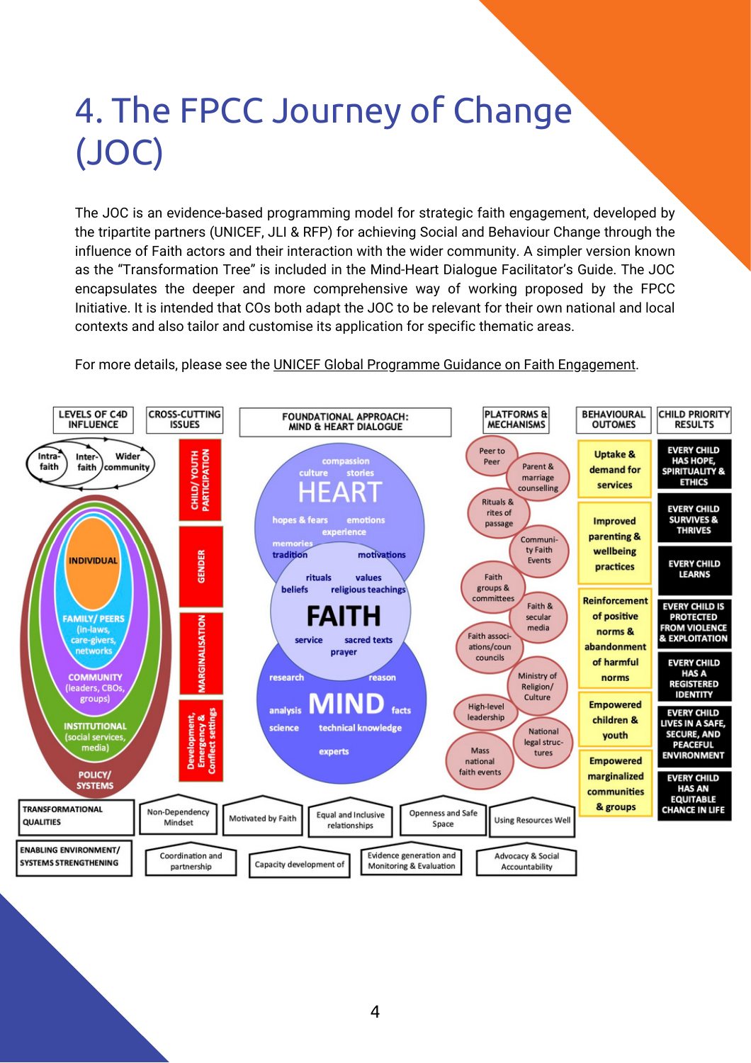# 4. The FPCC Journey of Change (JOC)

The JOC is an evidence-based programming model for strategic faith engagement, developed by the tripartite partners (UNICEF, JLI & RFP) for achieving Social and Behaviour Change through the influence of Faith actors and their interaction with the wider community. A simpler version known as the "Transformation Tree" is included in the Mind-Heart Dialogue Facilitator's Guide. The JOC encapsulates the deeper and more comprehensive way of working proposed by the FPCC Initiative. It is intended that COs both adapt the JOC to be relevant for their own national and local contexts and also tailor and customise its application for specific thematic areas.

For more details, please see the UNICEF Global Programme Guidance on Faith Engagement.

**LEVELS OF C4D INFLUENCE**

- Intra-faith
- Inter-faith
- Wider community
- INDIVIDUAL
- FAMILY/ PEERS (in-laws, care-givers, networks)
- COMMUNITY (leaders, CBOs, groups)
- INSTITUTIONAL (social services, media)
- POLICY/ SYSTEMS

**CROSS-CUTTING ISSUES**

- CHILD/ YOUTH PARTICIPATION
- GENDER
- MARGINALISATION
- Development, Emergency & Conflict settings

**FOUNDATIONAL APPROACH: MIND & HEART DIALOGUE**

- HEART: compassion, culture, stories, hopes & fears, emotions, experience, memories, tradition, motivations
- FAITH: rituals, values, beliefs, religious teachings, service, sacred texts, prayer
- MIND: research, reason, analysis, facts, science, technical knowledge, experts

**PLATFORMS & MECHANISMS**

- Peer to Peer
- Parent & marriage counselling
- Rituals & rites of passage
- Community Faith Events
- Faith groups & committees
- Faith & secular media
- Faith associations/councils
- Ministry of Religion/ Culture
- High-level leadership
- National legal structures
- Mass national faith events

**BEHAVIOURAL OUTCOMES**

- Uptake & demand for services
- Improved parenting & wellbeing practices
- Reinforcement of positive norms & abandonment of harmful norms
- Empowered children & youth
- Empowered marginalized communities & groups

**CHILD PRIORITY RESULTS**

- EVERY CHILD HAS HOPE, SPIRITUALITY & ETHICS
- EVERY CHILD SURVIVES & THRIVES
- EVERY CHILD LEARNS
- EVERY CHILD IS PROTECTED FROM VIOLENCE & EXPLOITATION
- EVERY CHILD HAS A REGISTERED IDENTITY
- EVERY CHILD LIVES IN A SAFE, SECURE, AND PEACEFUL ENVIRONMENT
- EVERY CHILD HAS AN EQUITABLE CHANCE IN LIFE

**TRANSFORMATIONAL QUALITIES**

- Non-Dependency Mindset
- Motivated by Faith
- Equal and Inclusive relationships
- Openness and Safe Space
- Using Resources Well

**ENABLING ENVIRONMENT/ SYSTEMS STRENGTHENING**

- Coordination and partnership
- Capacity development of
- Evidence generation and Monitoring & Evaluation
- Advocacy & Social Accountability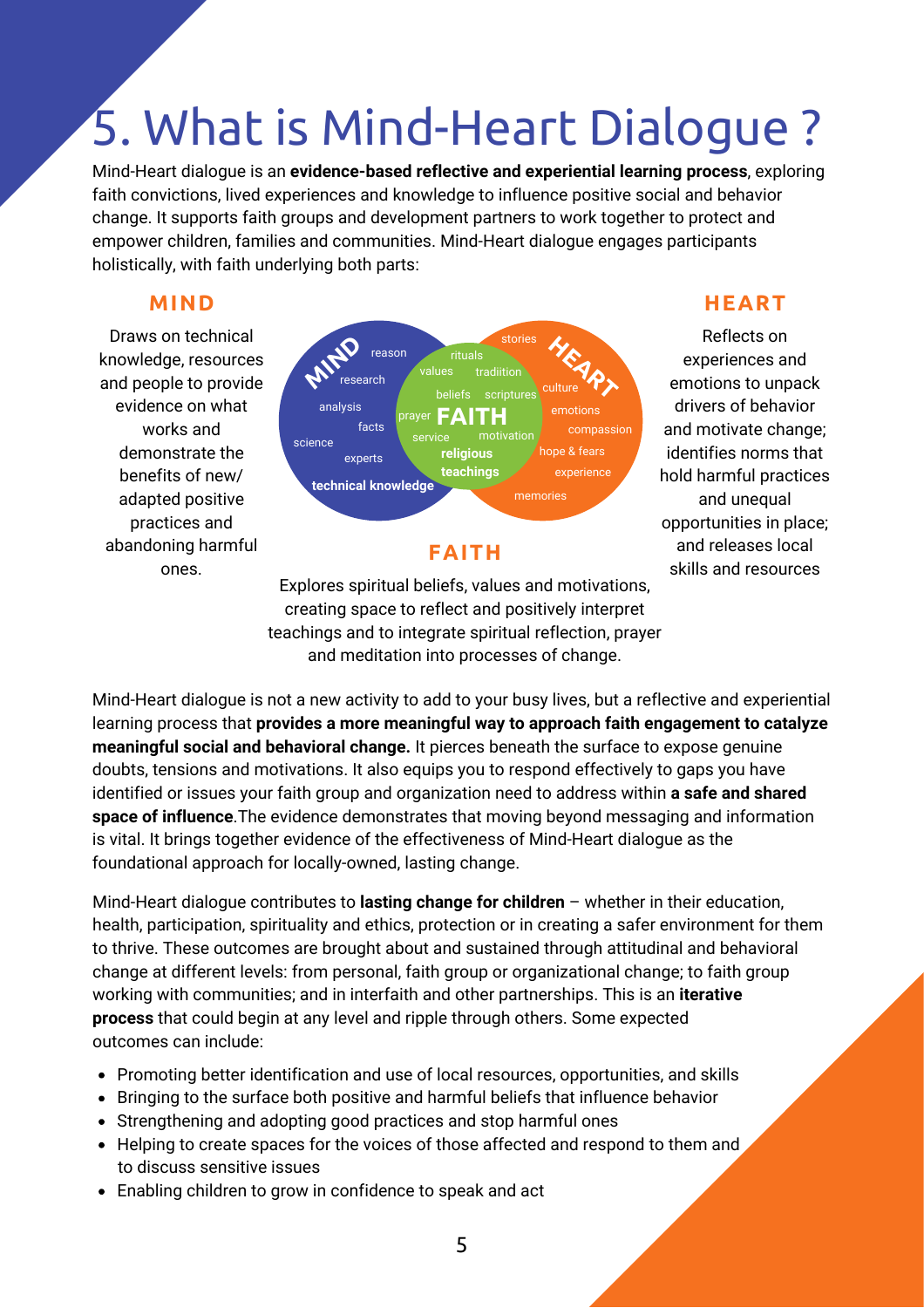# 5. What is Mind-Heart Dialogue ?

Mind-Heart dialogue is an **evidence-based reflective and experiential learning process**, exploring faith convictions, lived experiences and knowledge to influence positive social and behavior change. It supports faith groups and development partners to work together to protect and empower children, families and communities. Mind-Heart dialogue engages participants holistically, with faith underlying both parts:

### MIND

Draws on technical knowledge, resources and people to provide evidence on what works and demonstrate the benefits of new/ adapted positive practices and abandoning harmful ones.

### HEART

Reflects on experiences and emotions to unpack drivers of behavior and motivate change; identifies norms that hold harmful practices and unequal opportunities in place; and releases local skills and resources

### FAITH

Explores spiritual beliefs, values and motivations, creating space to reflect and positively interpret teachings and to integrate spiritual reflection, prayer and meditation into processes of change.

Mind-Heart dialogue is not a new activity to add to your busy lives, but a reflective and experiential learning process that **provides a more meaningful way to approach faith engagement to catalyze meaningful social and behavioral change.** It pierces beneath the surface to expose genuine doubts, tensions and motivations. It also equips you to respond effectively to gaps you have identified or issues your faith group and organization need to address within **a safe and shared space of influence**.The evidence demonstrates that moving beyond messaging and information is vital. It brings together evidence of the effectiveness of Mind-Heart dialogue as the foundational approach for locally-owned, lasting change.

Mind-Heart dialogue contributes to **lasting change for children** – whether in their education, health, participation, spirituality and ethics, protection or in creating a safer environment for them to thrive. These outcomes are brought about and sustained through attitudinal and behavioral change at different levels: from personal, faith group or organizational change; to faith group working with communities; and in interfaith and other partnerships. This is an **iterative process** that could begin at any level and ripple through others. Some expected outcomes can include:

- Promoting better identification and use of local resources, opportunities, and skills
- Bringing to the surface both positive and harmful beliefs that influence behavior
- Strengthening and adopting good practices and stop harmful ones
- Helping to create spaces for the voices of those affected and respond to them and to discuss sensitive issues
- Enabling children to grow in confidence to speak and act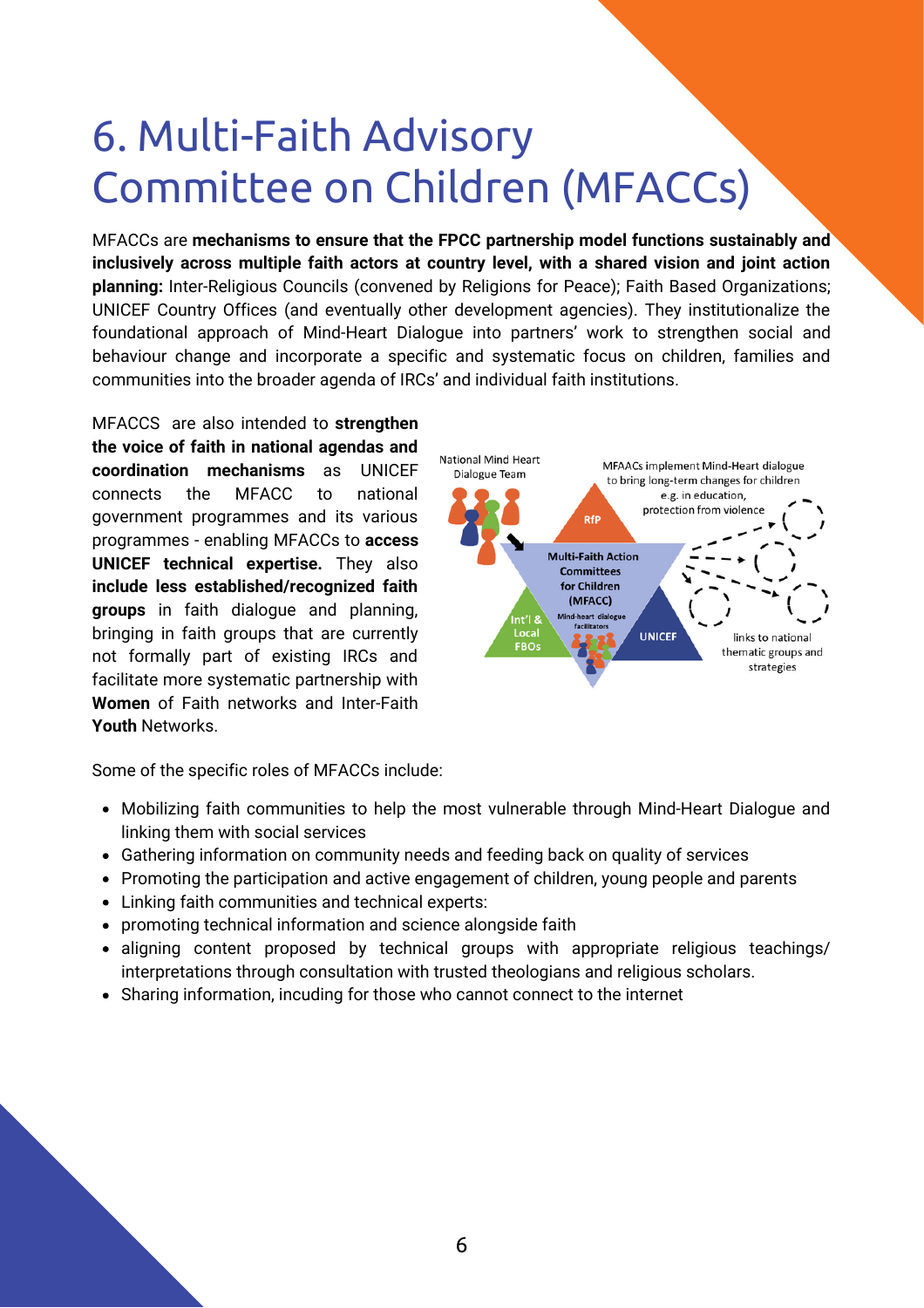# 6. Multi-Faith Advisory Committee on Children (MFACCs)

MFACCs are **mechanisms to ensure that the FPCC partnership model functions sustainably and inclusively across multiple faith actors at country level, with a shared vision and joint action planning:** Inter-Religious Councils (convened by Religions for Peace); Faith Based Organizations; UNICEF Country Offices (and eventually other development agencies). They institutionalize the foundational approach of Mind-Heart Dialogue into partners' work to strengthen social and behaviour change and incorporate a specific and systematic focus on children, families and communities into the broader agenda of IRCs' and individual faith institutions.

MFACCS are also intended to **strengthen the voice of faith in national agendas and coordination mechanisms** as UNICEF connects the MFACC to national government programmes and its various programmes - enabling MFACCs to **access UNICEF technical expertise.** They also **include less established/recognized faith groups** in faith dialogue and planning, bringing in faith groups that are currently not formally part of existing IRCs and facilitate more systematic partnership with **Women** of Faith networks and Inter-Faith **Youth** Networks.

National Mind Heart Dialogue Team

MFAACs implement Mind-Heart dialogue to bring long-term changes for children e.g. in education, protection from violence

RfP

Multi-Faith Action Committees for Children (MFACC)

Mind-heart dialogue facilitators

Int'l & Local FBOs

UNICEF

links to national thematic groups and strategies

Some of the specific roles of MFACCs include:

- Mobilizing faith communities to help the most vulnerable through Mind-Heart Dialogue and linking them with social services
- Gathering information on community needs and feeding back on quality of services
- Promoting the participation and active engagement of children, young people and parents
- Linking faith communities and technical experts:
- promoting technical information and science alongside faith
- aligning content proposed by technical groups with appropriate religious teachings/ interpretations through consultation with trusted theologians and religious scholars.
- Sharing information, incuding for those who cannot connect to the internet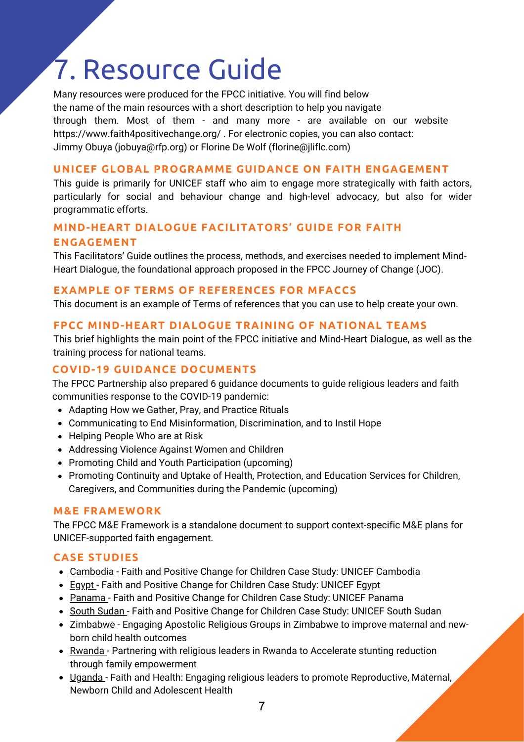# 7. Resource Guide

Many resources were produced for the FPCC initiative. You will find below the name of the main resources with a short description to help you navigate through them. Most of them - and many more - are available on our website https://www.faith4positivechange.org/ . For electronic copies, you can also contact: Jimmy Obuya (jobuya@rfp.org) or Florine De Wolf (florine@jliflc.com)

### UNICEF GLOBAL PROGRAMME GUIDANCE ON FAITH ENGAGEMENT

This guide is primarily for UNICEF staff who aim to engage more strategically with faith actors, particularly for social and behaviour change and high-level advocacy, but also for wider programmatic efforts.

### MIND-HEART DIALOGUE FACILITATORS' GUIDE FOR FAITH ENGAGEMENT

This Facilitators' Guide outlines the process, methods, and exercises needed to implement Mind-Heart Dialogue, the foundational approach proposed in the FPCC Journey of Change (JOC).

### EXAMPLE OF TERMS OF REFERENCES FOR MFACCS

This document is an example of Terms of references that you can use to help create your own.

### FPCC MIND-HEART DIALOGUE TRAINING OF NATIONAL TEAMS

This brief highlights the main point of the FPCC initiative and Mind-Heart Dialogue, as well as the training process for national teams.

### COVID-19 GUIDANCE DOCUMENTS

The FPCC Partnership also prepared 6 guidance documents to guide religious leaders and faith communities response to the COVID-19 pandemic:

- Adapting How we Gather, Pray, and Practice Rituals
- Communicating to End Misinformation, Discrimination, and to Instil Hope
- Helping People Who are at Risk
- Addressing Violence Against Women and Children
- Promoting Child and Youth Participation (upcoming)
- Promoting Continuity and Uptake of Health, Protection, and Education Services for Children, Caregivers, and Communities during the Pandemic (upcoming)

### M&E FRAMEWORK

The FPCC M&E Framework is a standalone document to support context-specific M&E plans for UNICEF-supported faith engagement.

### CASE STUDIES

- Cambodia - Faith and Positive Change for Children Case Study: UNICEF Cambodia
- Egypt - Faith and Positive Change for Children Case Study: UNICEF Egypt
- Panama - Faith and Positive Change for Children Case Study: UNICEF Panama
- South Sudan - Faith and Positive Change for Children Case Study: UNICEF South Sudan
- Zimbabwe - Engaging Apostolic Religious Groups in Zimbabwe to improve maternal and new-born child health outcomes
- Rwanda - Partnering with religious leaders in Rwanda to Accelerate stunting reduction through family empowerment
- Uganda - Faith and Health: Engaging religious leaders to promote Reproductive, Maternal, Newborn Child and Adolescent Health